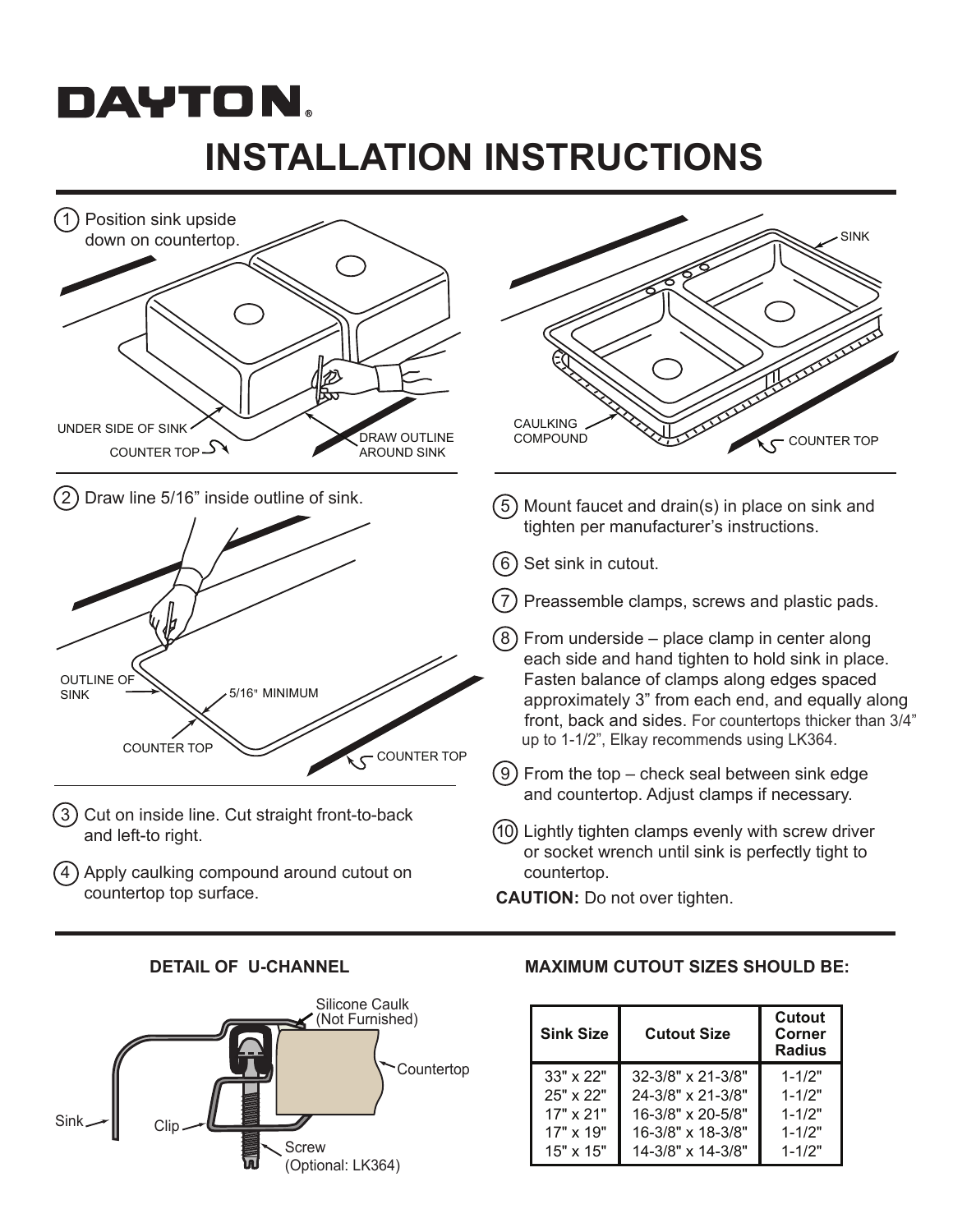# DAYTON®

# INSTALLATION INSTRUCTIONS

1. Position sink upside down on countertop.

UNDER SIDE OF SINK

COUNTER TOP

DRAW OUTLINE AROUND SINK

2. Draw line 5/16" inside outline of sink.

OUTLINE OF SINK

5/16" MINIMUM

COUNTER TOP

COUNTER TOP

3. Cut on inside line. Cut straight front-to-back and left-to right.
4. Apply caulking compound around cutout on countertop top surface.

SINK

CAULKING COMPOUND

COUNTER TOP

5. Mount faucet and drain(s) in place on sink and tighten per manufacturer's instructions.
6. Set sink in cutout.
7. Preassemble clamps, screws and plastic pads.
8. From underside – place clamp in center along each side and hand tighten to hold sink in place. Fasten balance of clamps along edges spaced approximately 3" from each end, and equally along front, back and sides. For countertops thicker than 3/4" up to 1-1/2", Elkay recommends using LK364.
9. From the top – check seal between sink edge and countertop. Adjust clamps if necessary.
10. Lightly tighten clamps evenly with screw driver or socket wrench until sink is perfectly tight to countertop.

**CAUTION:** Do not over tighten.

### DETAIL OF U-CHANNEL

Silicone Caulk (Not Furnished)

Countertop

Sink

Clip

Screw (Optional: LK364)

### MAXIMUM CUTOUT SIZES SHOULD BE:

| Sink Size | Cutout Size | Cutout Corner Radius |
|---|---|---|
| 33" x 22" | 32-3/8" x 21-3/8" | 1-1/2" |
| 25" x 22" | 24-3/8" x 21-3/8" | 1-1/2" |
| 17" x 21" | 16-3/8" x 20-5/8" | 1-1/2" |
| 17" x 19" | 16-3/8" x 18-3/8" | 1-1/2" |
| 15" x 15" | 14-3/8" x 14-3/8" | 1-1/2" |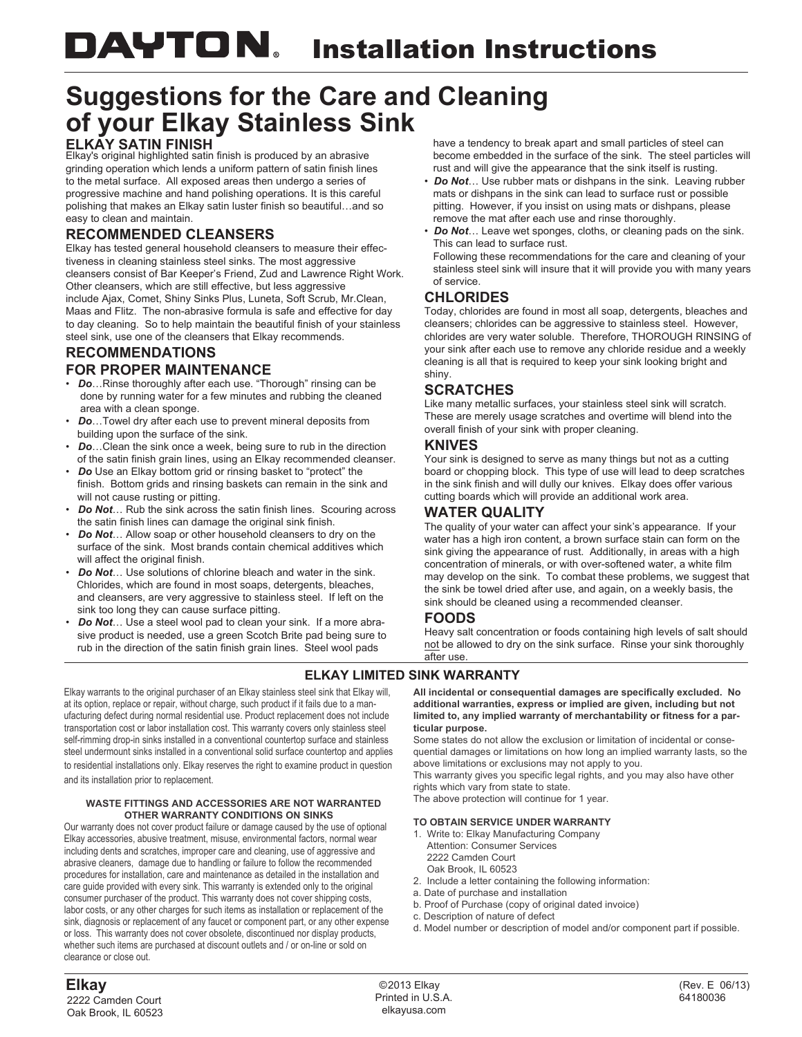# DAYTON® Installation Instructions

# Suggestions for the Care and Cleaning of your Elkay Stainless Sink

## ELKAY SATIN FINISH

Elkay's original highlighted satin finish is produced by an abrasive grinding operation which lends a uniform pattern of satin finish lines to the metal surface. All exposed areas then undergo a series of progressive machine and hand polishing operations. It is this careful polishing that makes an Elkay satin luster finish so beautiful…and so easy to clean and maintain.

## RECOMMENDED CLEANSERS

Elkay has tested general household cleansers to measure their effectiveness in cleaning stainless steel sinks. The most aggressive cleansers consist of Bar Keeper's Friend, Zud and Lawrence Right Work. Other cleansers, which are still effective, but less aggressive include Ajax, Comet, Shiny Sinks Plus, Luneta, Soft Scrub, Mr.Clean, Maas and Flitz. The non-abrasive formula is safe and effective for day to day cleaning. So to help maintain the beautiful finish of your stainless steel sink, use one of the cleansers that Elkay recommends.

## RECOMMENDATIONS FOR PROPER MAINTENANCE

- ***Do***…Rinse thoroughly after each use. "Thorough" rinsing can be done by running water for a few minutes and rubbing the cleaned area with a clean sponge.
- ***Do***…Towel dry after each use to prevent mineral deposits from building upon the surface of the sink.
- ***Do***…Clean the sink once a week, being sure to rub in the direction of the satin finish grain lines, using an Elkay recommended cleanser.
- ***Do*** Use an Elkay bottom grid or rinsing basket to "protect" the finish. Bottom grids and rinsing baskets can remain in the sink and will not cause rusting or pitting.
- ***Do Not***… Rub the sink across the satin finish lines. Scouring across the satin finish lines can damage the original sink finish.
- ***Do Not***… Allow soap or other household cleansers to dry on the surface of the sink. Most brands contain chemical additives which will affect the original finish.
- ***Do Not***… Use solutions of chlorine bleach and water in the sink. Chlorides, which are found in most soaps, detergents, bleaches, and cleansers, are very aggressive to stainless steel. If left on the sink too long they can cause surface pitting.
- ***Do Not***… Use a steel wool pad to clean your sink. If a more abrasive product is needed, use a green Scotch Brite pad being sure to rub in the direction of the satin finish grain lines. Steel wool pads have a tendency to break apart and small particles of steel can become embedded in the surface of the sink. The steel particles will rust and will give the appearance that the sink itself is rusting.
- ***Do Not***… Use rubber mats or dishpans in the sink. Leaving rubber mats or dishpans in the sink can lead to surface rust or possible pitting. However, if you insist on using mats or dishpans, please remove the mat after each use and rinse thoroughly.
- ***Do Not***… Leave wet sponges, cloths, or cleaning pads on the sink. This can lead to surface rust.

Following these recommendations for the care and cleaning of your stainless steel sink will insure that it will provide you with many years of service.

## CHLORIDES

Today, chlorides are found in most all soap, detergents, bleaches and cleansers; chlorides can be aggressive to stainless steel. However, chlorides are very water soluble. Therefore, THOROUGH RINSING of your sink after each use to remove any chloride residue and a weekly cleaning is all that is required to keep your sink looking bright and shiny.

## SCRATCHES

Like many metallic surfaces, your stainless steel sink will scratch. These are merely usage scratches and overtime will blend into the overall finish of your sink with proper cleaning.

## KNIVES

Your sink is designed to serve as many things but not as a cutting board or chopping block. This type of use will lead to deep scratches in the sink finish and will dully our knives. Elkay does offer various cutting boards which will provide an additional work area.

## WATER QUALITY

The quality of your water can affect your sink's appearance. If your water has a high iron content, a brown surface stain can form on the sink giving the appearance of rust. Additionally, in areas with a high concentration of minerals, or with over-softened water, a white film may develop on the sink. To combat these problems, we suggest that the sink be towel dried after use, and again, on a weekly basis, the sink should be cleaned using a recommended cleanser.

## FOODS

Heavy salt concentration or foods containing high levels of salt should not be allowed to dry on the sink surface. Rinse your sink thoroughly after use.

## ELKAY LIMITED SINK WARRANTY

Elkay warrants to the original purchaser of an Elkay stainless steel sink that Elkay will, at its option, replace or repair, without charge, such product if it fails due to a manufacturing defect during normal residential use. Product replacement does not include transportation cost or labor installation cost. This warranty covers only stainless steel self-rimming drop-in sinks installed in a conventional countertop surface and stainless steel undermount sinks installed in a conventional solid surface countertop and applies to residential installations only. Elkay reserves the right to examine product in question and its installation prior to replacement.

**WASTE FITTINGS AND ACCESSORIES ARE NOT WARRANTED**
**OTHER WARRANTY CONDITIONS ON SINKS**

Our warranty does not cover product failure or damage caused by the use of optional Elkay accessories, abusive treatment, misuse, environmental factors, normal wear including dents and scratches, improper care and cleaning, use of aggressive and abrasive cleaners, damage due to handling or failure to follow the recommended procedures for installation, care and maintenance as detailed in the installation and care guide provided with every sink. This warranty is extended only to the original consumer purchaser of the product. This warranty does not cover shipping costs, labor costs, or any other charges for such items as installation or replacement of the sink, diagnosis or replacement of any faucet or component part, or any other expense or loss. This warranty does not cover obsolete, discontinued nor display products, whether such items are purchased at discount outlets and / or on-line or sold on clearance or close out.

**All incidental or consequential damages are specifically excluded. No additional warranties, express or implied are given, including but not limited to, any implied warranty of merchantability or fitness for a particular purpose.**

Some states do not allow the exclusion or limitation of incidental or consequential damages or limitations on how long an implied warranty lasts, so the above limitations or exclusions may not apply to you.

This warranty gives you specific legal rights, and you may also have other rights which vary from state to state.

The above protection will continue for 1 year.

**TO OBTAIN SERVICE UNDER WARRANTY**

1. Write to: Elkay Manufacturing Company
   Attention: Consumer Services
   2222 Camden Court
   Oak Brook, IL 60523
2. Include a letter containing the following information:

a. Date of purchase and installation
b. Proof of Purchase (copy of original dated invoice)
c. Description of nature of defect
d. Model number or description of model and/or component part if possible.

**Elkay**
2222 Camden Court
Oak Brook, IL 60523

©2013 Elkay
Printed in U.S.A.
elkayusa.com

(Rev. E 06/13)
64180036